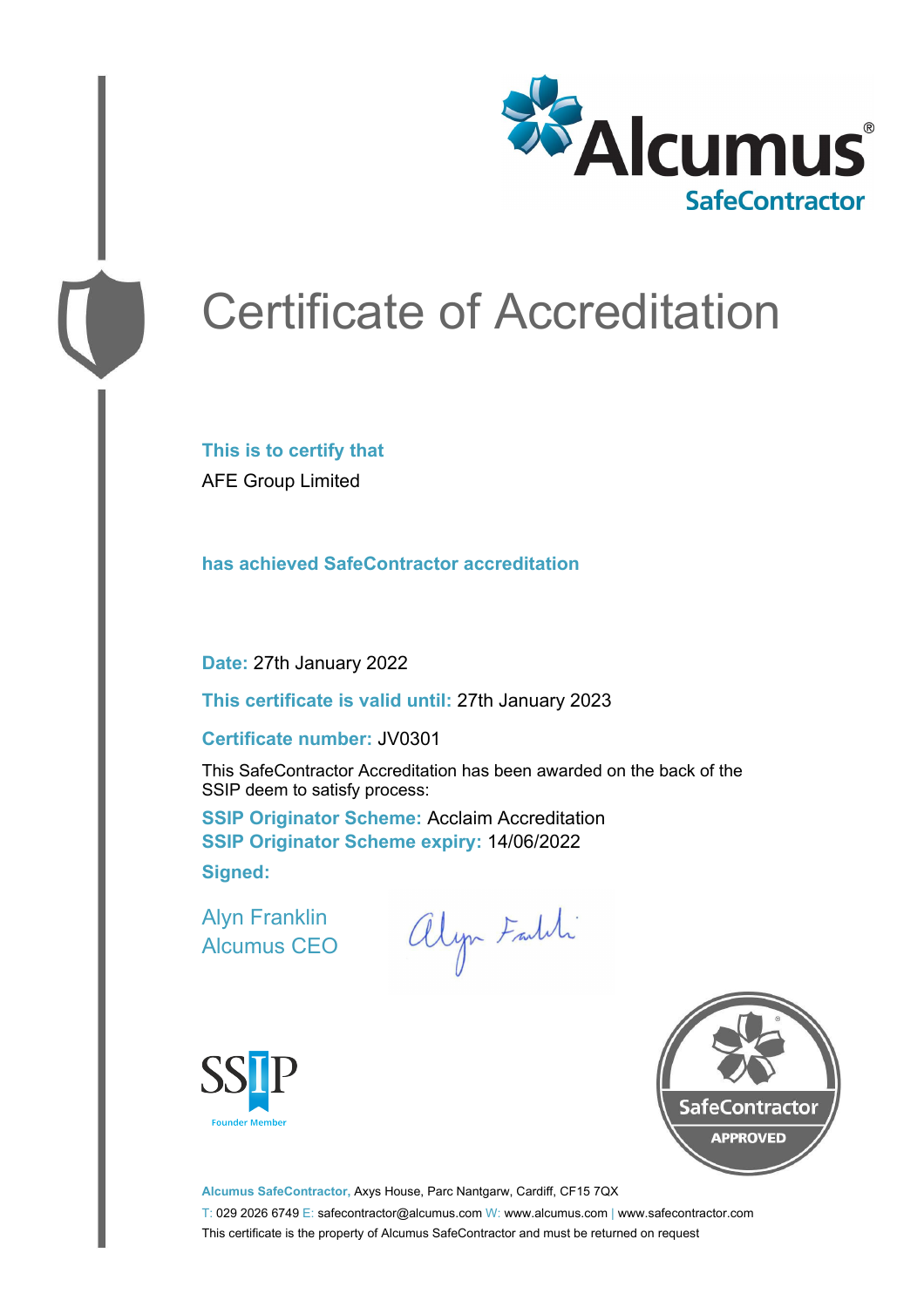Alcumus® SafeContractor

# Certificate of Accreditation

**This is to certify that**

AFE Group Limited

**has achieved SafeContractor accreditation**

**Date:** 27th January 2022

**This certificate is valid until:** 27th January 2023

**Certificate number:** JV0301

This SafeContractor Accreditation has been awarded on the back of the SSIP deem to satisfy process:

**SSIP Originator Scheme:** Acclaim Accreditation
**SSIP Originator Scheme expiry:** 14/06/2022

**Signed:**

Alyn Franklin
Alcumus CEO

SSIP Founder Member

SafeContractor APPROVED

**Alcumus SafeContractor,** Axys House, Parc Nantgarw, Cardiff, CF15 7QX
T: 029 2026 6749 E: safecontractor@alcumus.com W: www.alcumus.com | www.safecontractor.com
This certificate is the property of Alcumus SafeContractor and must be returned on request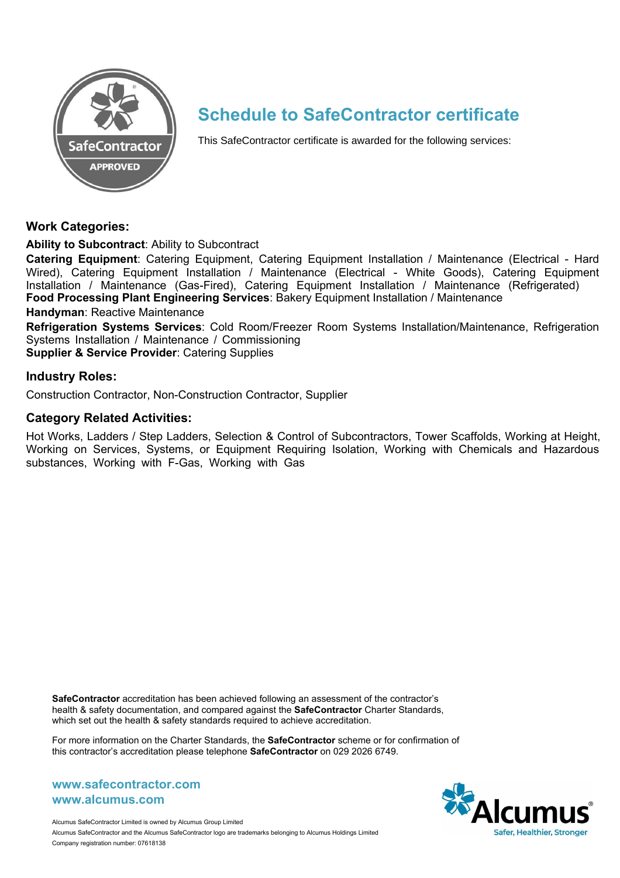# Schedule to SafeContractor certificate

This SafeContractor certificate is awarded for the following services:

## Work Categories:

**Ability to Subcontract**: Ability to Subcontract
**Catering Equipment**: Catering Equipment, Catering Equipment Installation / Maintenance (Electrical - Hard Wired), Catering Equipment Installation / Maintenance (Electrical - White Goods), Catering Equipment Installation / Maintenance (Gas-Fired), Catering Equipment Installation / Maintenance (Refrigerated)
**Food Processing Plant Engineering Services**: Bakery Equipment Installation / Maintenance
**Handyman**: Reactive Maintenance
**Refrigeration Systems Services**: Cold Room/Freezer Room Systems Installation/Maintenance, Refrigeration Systems Installation / Maintenance / Commissioning
**Supplier & Service Provider**: Catering Supplies

## Industry Roles:

Construction Contractor, Non-Construction Contractor, Supplier

## Category Related Activities:

Hot Works, Ladders / Step Ladders, Selection & Control of Subcontractors, Tower Scaffolds, Working at Height, Working on Services, Systems, or Equipment Requiring Isolation, Working with Chemicals and Hazardous substances, Working with F-Gas, Working with Gas

**SafeContractor** accreditation has been achieved following an assessment of the contractor's health & safety documentation, and compared against the **SafeContractor** Charter Standards, which set out the health & safety standards required to achieve accreditation.

For more information on the Charter Standards, the **SafeContractor** scheme or for confirmation of this contractor's accreditation please telephone **SafeContractor** on 029 2026 6749.

**www.safecontractor.com**
**www.alcumus.com**

Alcumus SafeContractor Limited is owned by Alcumus Group Limited
Alcumus SafeContractor and the Alcumus SafeContractor logo are trademarks belonging to Alcumus Holdings Limited
Company registration number: 07618138

Alcumus®
Safer, Healthier, Stronger